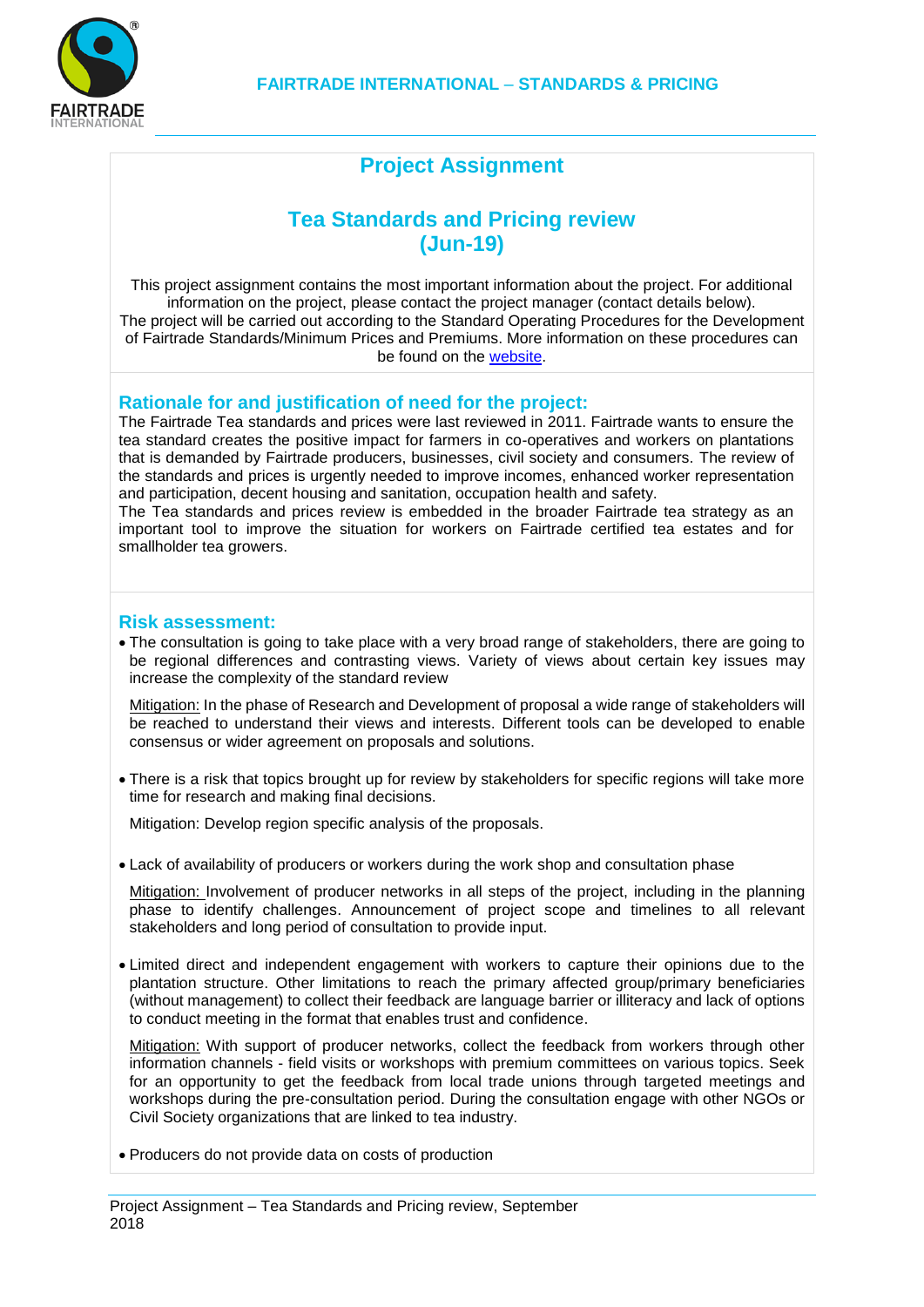FAIRTRADE INTERNATIONAL – STANDARDS & PRICING

# Project Assignment

## Tea Standards and Pricing review (Jun-19)

This project assignment contains the most important information about the project. For additional information on the project, please contact the project manager (contact details below).
The project will be carried out according to the Standard Operating Procedures for the Development of Fairtrade Standards/Minimum Prices and Premiums. More information on these procedures can be found on the website.

### Rationale for and justification of need for the project:

The Fairtrade Tea standards and prices were last reviewed in 2011. Fairtrade wants to ensure the tea standard creates the positive impact for farmers in co-operatives and workers on plantations that is demanded by Fairtrade producers, businesses, civil society and consumers. The review of the standards and prices is urgently needed to improve incomes, enhanced worker representation and participation, decent housing and sanitation, occupation health and safety.
The Tea standards and prices review is embedded in the broader Fairtrade tea strategy as an important tool to improve the situation for workers on Fairtrade certified tea estates and for smallholder tea growers.

### Risk assessment:

- The consultation is going to take place with a very broad range of stakeholders, there are going to be regional differences and contrasting views. Variety of views about certain key issues may increase the complexity of the standard review

  Mitigation: In the phase of Research and Development of proposal a wide range of stakeholders will be reached to understand their views and interests. Different tools can be developed to enable consensus or wider agreement on proposals and solutions.

- There is a risk that topics brought up for review by stakeholders for specific regions will take more time for research and making final decisions.

  Mitigation: Develop region specific analysis of the proposals.

- Lack of availability of producers or workers during the work shop and consultation phase

  Mitigation: Involvement of producer networks in all steps of the project, including in the planning phase to identify challenges. Announcement of project scope and timelines to all relevant stakeholders and long period of consultation to provide input.

- Limited direct and independent engagement with workers to capture their opinions due to the plantation structure. Other limitations to reach the primary affected group/primary beneficiaries (without management) to collect their feedback are language barrier or illiteracy and lack of options to conduct meeting in the format that enables trust and confidence.

  Mitigation: With support of producer networks, collect the feedback from workers through other information channels - field visits or workshops with premium committees on various topics. Seek for an opportunity to get the feedback from local trade unions through targeted meetings and workshops during the pre-consultation period. During the consultation engage with other NGOs or Civil Society organizations that are linked to tea industry.

- Producers do not provide data on costs of production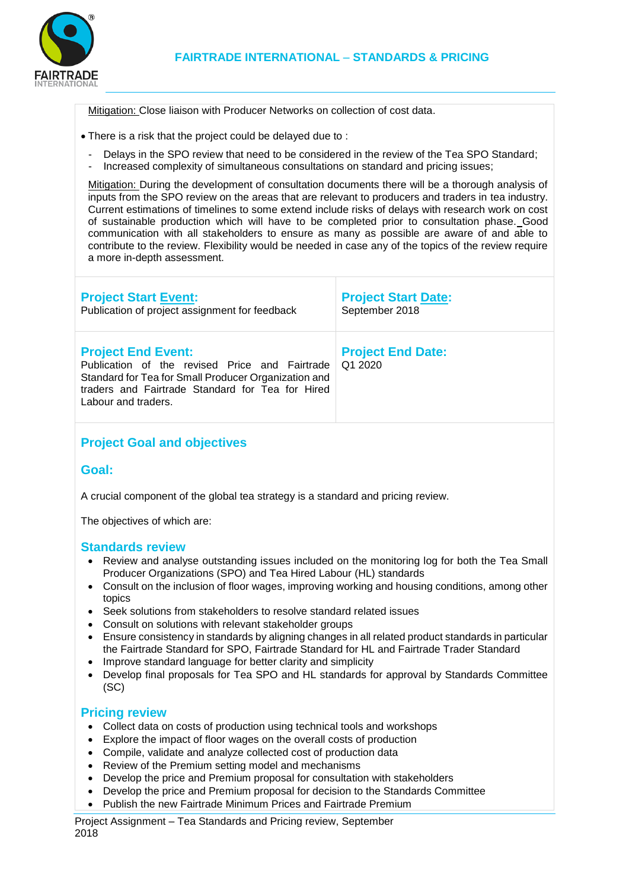Mitigation: Close liaison with Producer Networks on collection of cost data.

- There is a risk that the project could be delayed due to :
  - Delays in the SPO review that need to be considered in the review of the Tea SPO Standard;
  - Increased complexity of simultaneous consultations on standard and pricing issues;

Mitigation: During the development of consultation documents there will be a thorough analysis of inputs from the SPO review on the areas that are relevant to producers and traders in tea industry. Current estimations of timelines to some extend include risks of delays with research work on cost of sustainable production which will have to be completed prior to consultation phase. Good communication with all stakeholders to ensure as many as possible are aware of and able to contribute to the review. Flexibility would be needed in case any of the topics of the review require a more in-depth assessment.

| **Project Start Event:** Publication of project assignment for feedback | **Project Start Date:** September 2018 |
|---|---|
| **Project End Event:** Publication of the revised Price and Fairtrade Standard for Tea for Small Producer Organization and traders and Fairtrade Standard for Tea for Hired Labour and traders. | **Project End Date:** Q1 2020 |

## Project Goal and objectives

### Goal:

A crucial component of the global tea strategy is a standard and pricing review.

The objectives of which are:

### Standards review

- Review and analyse outstanding issues included on the monitoring log for both the Tea Small Producer Organizations (SPO) and Tea Hired Labour (HL) standards
- Consult on the inclusion of floor wages, improving working and housing conditions, among other topics
- Seek solutions from stakeholders to resolve standard related issues
- Consult on solutions with relevant stakeholder groups
- Ensure consistency in standards by aligning changes in all related product standards in particular the Fairtrade Standard for SPO, Fairtrade Standard for HL and Fairtrade Trader Standard
- Improve standard language for better clarity and simplicity
- Develop final proposals for Tea SPO and HL standards for approval by Standards Committee (SC)

### Pricing review

- Collect data on costs of production using technical tools and workshops
- Explore the impact of floor wages on the overall costs of production
- Compile, validate and analyze collected cost of production data
- Review of the Premium setting model and mechanisms
- Develop the price and Premium proposal for consultation with stakeholders
- Develop the price and Premium proposal for decision to the Standards Committee
- Publish the new Fairtrade Minimum Prices and Fairtrade Premium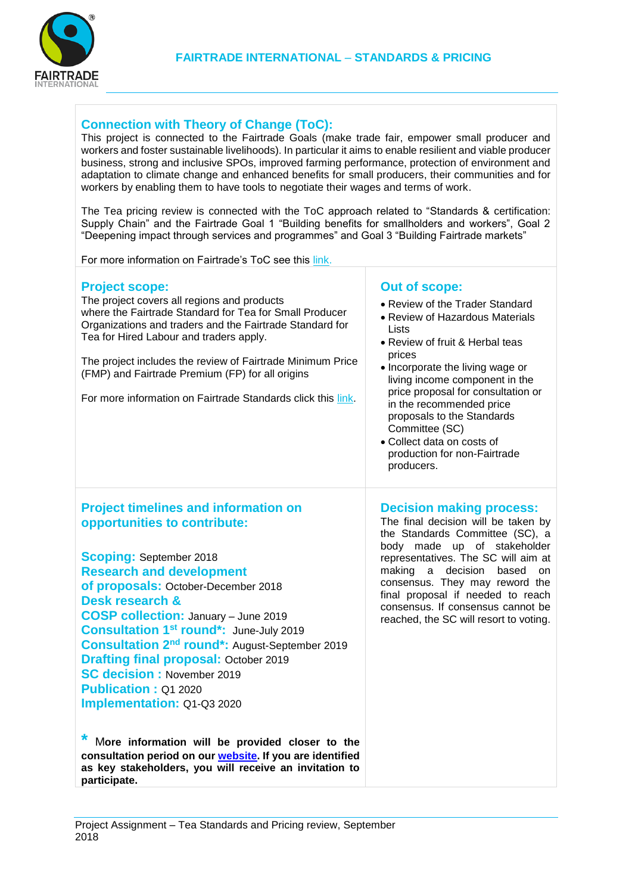## Connection with Theory of Change (ToC):

This project is connected to the Fairtrade Goals (make trade fair, empower small producer and workers and foster sustainable livelihoods). In particular it aims to enable resilient and viable producer business, strong and inclusive SPOs, improved farming performance, protection of environment and adaptation to climate change and enhanced benefits for small producers, their communities and for workers by enabling them to have tools to negotiate their wages and terms of work.

The Tea pricing review is connected with the ToC approach related to "Standards & certification: Supply Chain" and the Fairtrade Goal 1 "Building benefits for smallholders and workers", Goal 2 "Deepening impact through services and programmes" and Goal 3 "Building Fairtrade markets"

For more information on Fairtrade's ToC see this link.

## Project scope:

The project covers all regions and products where the Fairtrade Standard for Tea for Small Producer Organizations and traders and the Fairtrade Standard for Tea for Hired Labour and traders apply.

The project includes the review of Fairtrade Minimum Price (FMP) and Fairtrade Premium (FP) for all origins

For more information on Fairtrade Standards click this link.

## Out of scope:

- Review of the Trader Standard
- Review of Hazardous Materials Lists
- Review of fruit & Herbal teas prices
- Incorporate the living wage or living income component in the price proposal for consultation or in the recommended price proposals to the Standards Committee (SC)
- Collect data on costs of production for non-Fairtrade producers.

## Project timelines and information on opportunities to contribute:

**Scoping:** September 2018
**Research and development of proposals:** October-December 2018
**Desk research & COSP collection:** January – June 2019
**Consultation 1st round*:** June-July 2019
**Consultation 2nd round*:** August-September 2019
**Drafting final proposal:** October 2019
**SC decision :** November 2019
**Publication :** Q1 2020
**Implementation:** Q1-Q3 2020

\* **More information will be provided closer to the consultation period on our website. If you are identified as key stakeholders, you will receive an invitation to participate.**

## Decision making process:

The final decision will be taken by the Standards Committee (SC), a body made up of stakeholder representatives. The SC will aim at making a decision based on consensus. They may reword the final proposal if needed to reach consensus. If consensus cannot be reached, the SC will resort to voting.

Project Assignment – Tea Standards and Pricing review, September 2018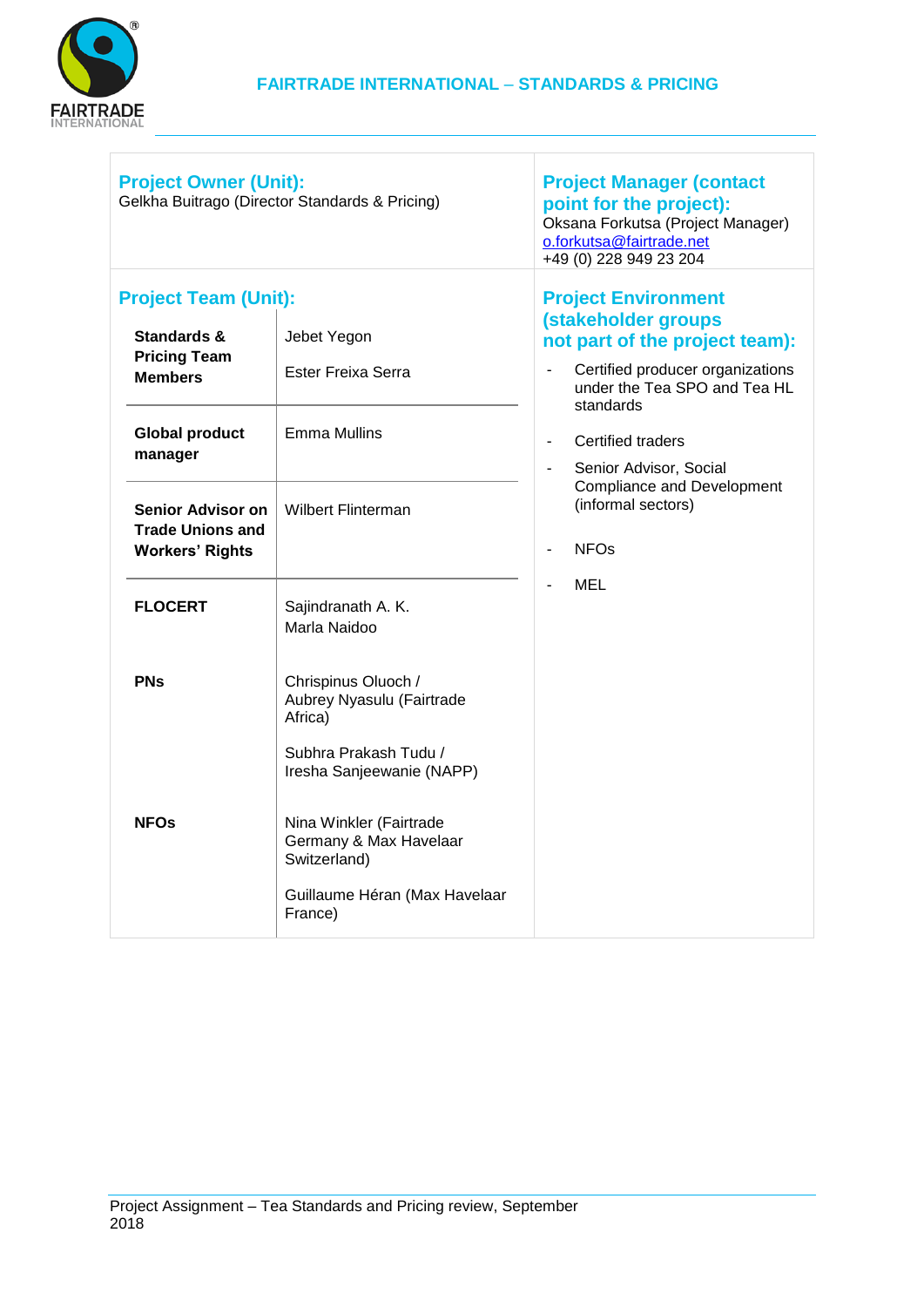**Project Owner (Unit):**
Gelkha Buitrago (Director Standards & Pricing)

**Project Manager (contact point for the project):**
Oksana Forkutsa (Project Manager)
o.forkutsa@fairtrade.net
+49 (0) 228 949 23 204

**Project Team (Unit):**

| | |
|---|---|
| **Standards & Pricing Team Members** | Jebet Yegon<br>Ester Freixa Serra |
| **Global product manager** | Emma Mullins |
| **Senior Advisor on Trade Unions and Workers' Rights** | Wilbert Flinterman |
| **FLOCERT** | Sajindranath A. K.<br>Marla Naidoo |
| **PNs** | Chrispinus Oluoch / Aubrey Nyasulu (Fairtrade Africa)<br>Subhra Prakash Tudu / Iresha Sanjeewanie (NAPP) |
| **NFOs** | Nina Winkler (Fairtrade Germany & Max Havelaar Switzerland)<br>Guillaume Héran (Max Havelaar France) |

**Project Environment (stakeholder groups not part of the project team):**

- Certified producer organizations under the Tea SPO and Tea HL standards
- Certified traders
- Senior Advisor, Social Compliance and Development (informal sectors)
- NFOs
- MEL